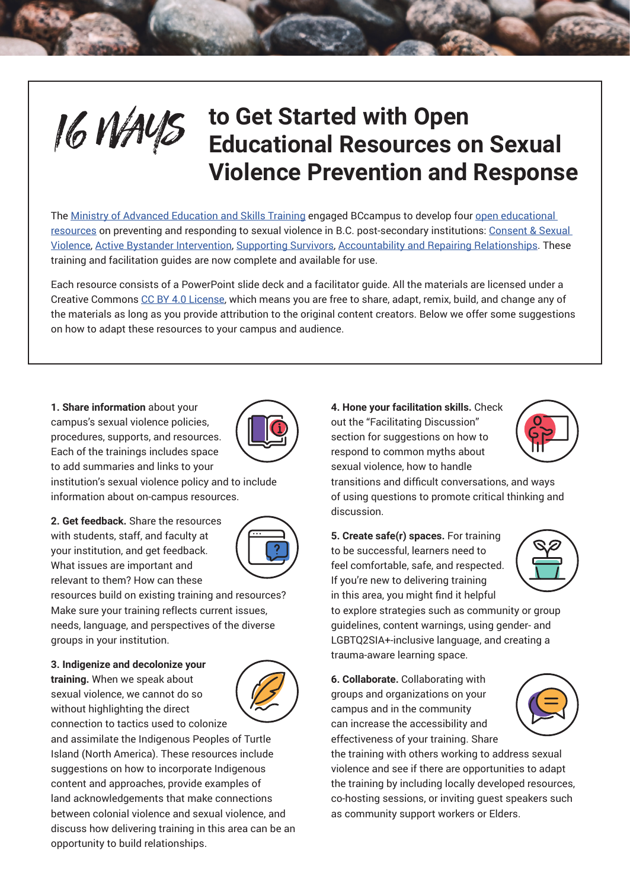# 16 WAYS to Get Started with Open Educational Resources on Sexual Violence Prevention and Response

The Ministry of Advanced Education and Skills Training engaged BCcampus to develop four open educational resources on preventing and responding to sexual violence in B.C. post-secondary institutions: Consent & Sexual Violence, Active Bystander Intervention, Supporting Survivors, Accountability and Repairing Relationships. These training and facilitation guides are now complete and available for use.

Each resource consists of a PowerPoint slide deck and a facilitator guide. All the materials are licensed under a Creative Commons CC BY 4.0 License, which means you are free to share, adapt, remix, build, and change any of the materials as long as you provide attribution to the original content creators. Below we offer some suggestions on how to adapt these resources to your campus and audience.

**1. Share information** about your campus's sexual violence policies, procedures, supports, and resources. Each of the trainings includes space to add summaries and links to your institution's sexual violence policy and to include information about on-campus resources.

**2. Get feedback.** Share the resources with students, staff, and faculty at your institution, and get feedback. What issues are important and relevant to them? How can these resources build on existing training and resources? Make sure your training reflects current issues, needs, language, and perspectives of the diverse groups in your institution.

**3. Indigenize and decolonize your training.** When we speak about sexual violence, we cannot do so without highlighting the direct connection to tactics used to colonize and assimilate the Indigenous Peoples of Turtle Island (North America). These resources include suggestions on how to incorporate Indigenous content and approaches, provide examples of land acknowledgements that make connections between colonial violence and sexual violence, and discuss how delivering training in this area can be an opportunity to build relationships.

**4. Hone your facilitation skills.** Check out the "Facilitating Discussion" section for suggestions on how to respond to common myths about sexual violence, how to handle transitions and difficult conversations, and ways of using questions to promote critical thinking and discussion.

**5. Create safe(r) spaces.** For training to be successful, learners need to feel comfortable, safe, and respected. If you're new to delivering training in this area, you might find it helpful to explore strategies such as community or group guidelines, content warnings, using gender- and LGBTQ2SIA+-inclusive language, and creating a trauma-aware learning space.

**6. Collaborate.** Collaborating with groups and organizations on your campus and in the community can increase the accessibility and effectiveness of your training. Share the training with others working to address sexual violence and see if there are opportunities to adapt the training by including locally developed resources, co-hosting sessions, or inviting guest speakers such as community support workers or Elders.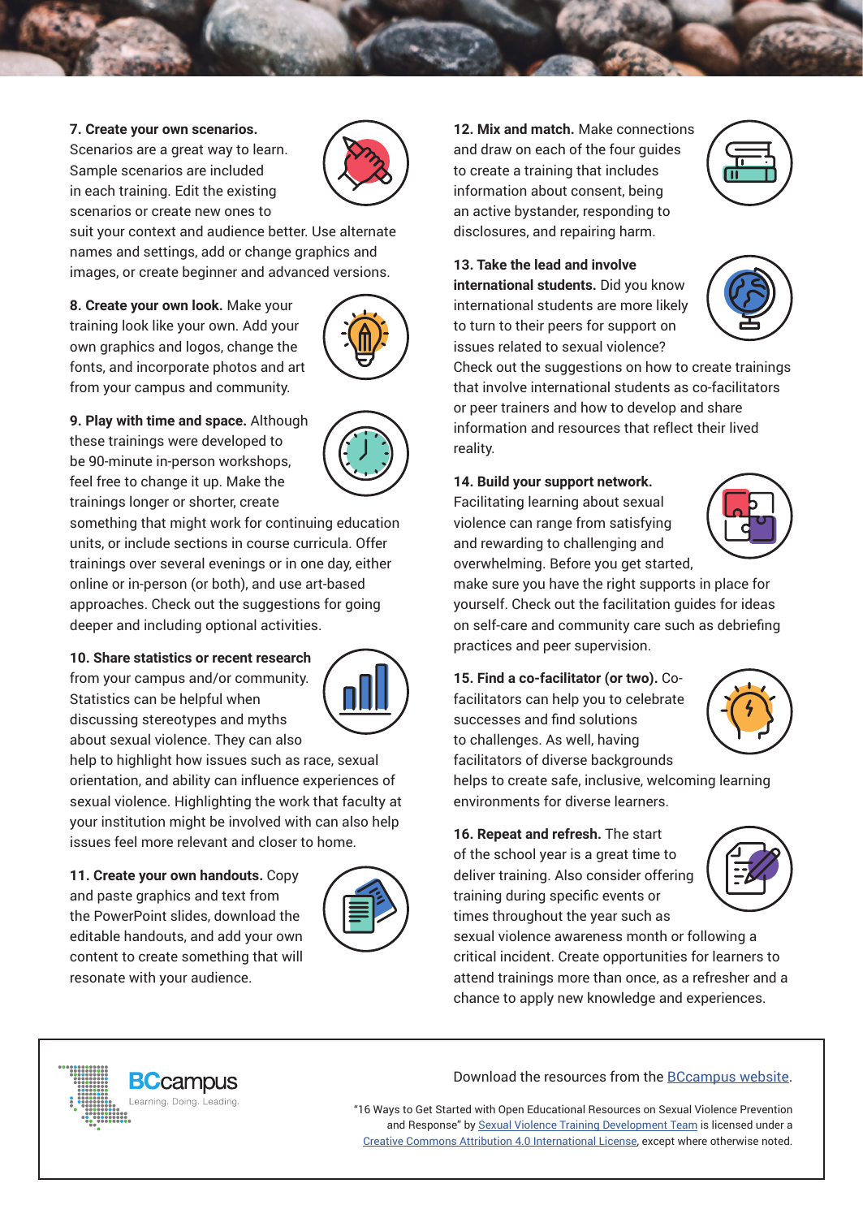**7. Create your own scenarios.** Scenarios are a great way to learn. Sample scenarios are included in each training. Edit the existing scenarios or create new ones to suit your context and audience better. Use alternate names and settings, add or change graphics and images, or create beginner and advanced versions.

**8. Create your own look.** Make your training look like your own. Add your own graphics and logos, change the fonts, and incorporate photos and art from your campus and community.

**9. Play with time and space.** Although these trainings were developed to be 90-minute in-person workshops, feel free to change it up. Make the trainings longer or shorter, create something that might work for continuing education units, or include sections in course curricula. Offer trainings over several evenings or in one day, either online or in-person (or both), and use art-based approaches. Check out the suggestions for going deeper and including optional activities.

**10. Share statistics or recent research** from your campus and/or community. Statistics can be helpful when discussing stereotypes and myths about sexual violence. They can also help to highlight how issues such as race, sexual orientation, and ability can influence experiences of sexual violence. Highlighting the work that faculty at your institution might be involved with can also help issues feel more relevant and closer to home.

**11. Create your own handouts.** Copy and paste graphics and text from the PowerPoint slides, download the editable handouts, and add your own content to create something that will resonate with your audience.

**12. Mix and match.** Make connections and draw on each of the four guides to create a training that includes information about consent, being an active bystander, responding to disclosures, and repairing harm.

**13. Take the lead and involve international students.** Did you know international students are more likely to turn to their peers for support on issues related to sexual violence? Check out the suggestions on how to create trainings that involve international students as co-facilitators or peer trainers and how to develop and share information and resources that reflect their lived reality.

**14. Build your support network.** Facilitating learning about sexual violence can range from satisfying and rewarding to challenging and overwhelming. Before you get started, make sure you have the right supports in place for yourself. Check out the facilitation guides for ideas on self-care and community care such as debriefing practices and peer supervision.

**15. Find a co-facilitator (or two).** Co-facilitators can help you to celebrate successes and find solutions to challenges. As well, having facilitators of diverse backgrounds helps to create safe, inclusive, welcoming learning environments for diverse learners.

**16. Repeat and refresh.** The start of the school year is a great time to deliver training. Also consider offering training during specific events or times throughout the year such as sexual violence awareness month or following a critical incident. Create opportunities for learners to attend trainings more than once, as a refresher and a chance to apply new knowledge and experiences.

BCcampus
Learning. Doing. Leading.

Download the resources from the BCcampus website.

"16 Ways to Get Started with Open Educational Resources on Sexual Violence Prevention and Response" by Sexual Violence Training Development Team is licensed under a Creative Commons Attribution 4.0 International License, except where otherwise noted.